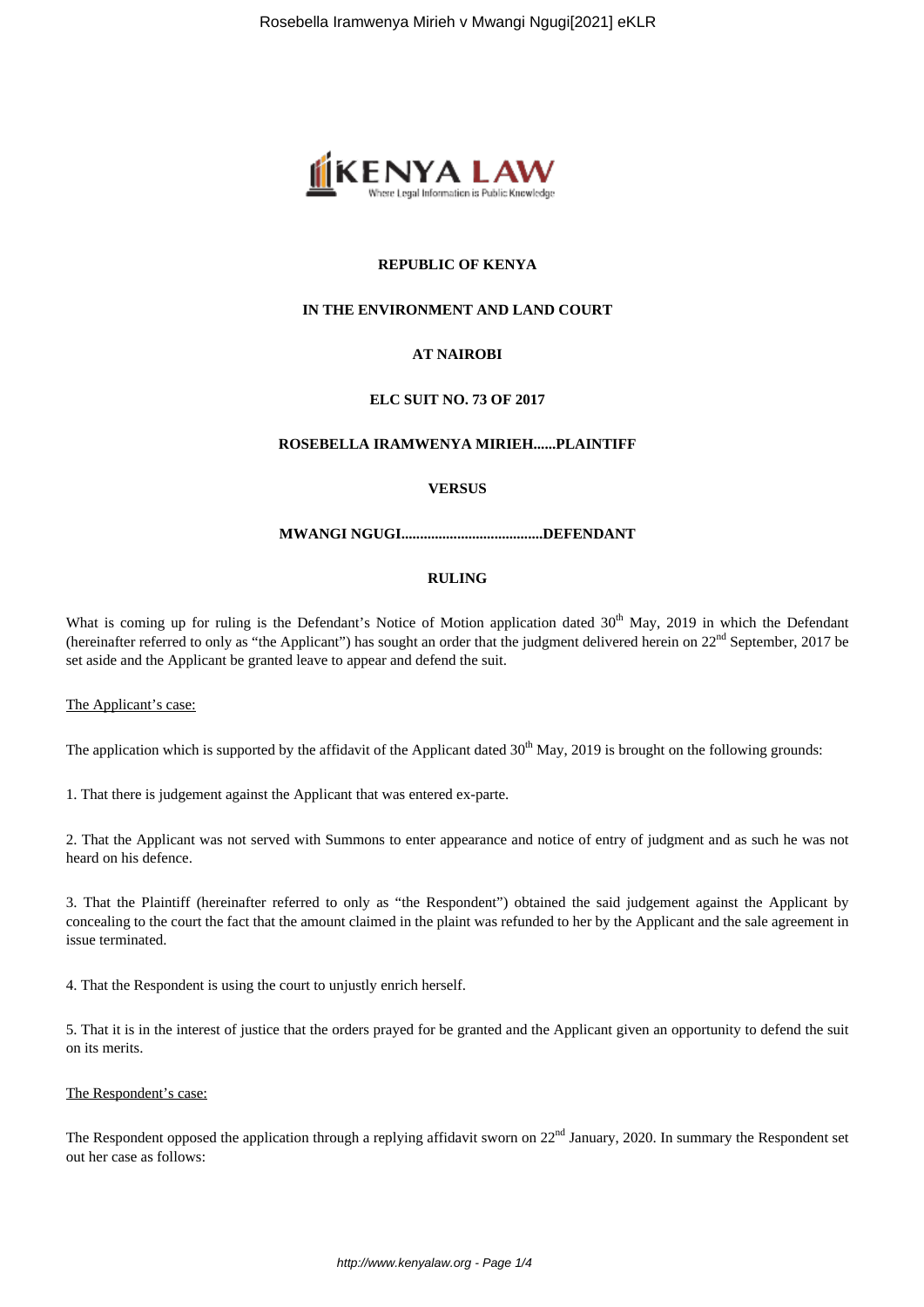**REPUBLIC OF KENYA**

**IN THE ENVIRONMENT AND LAND COURT**

**AT NAIROBI**

**ELC SUIT NO. 73 OF 2017**

**ROSEBELLA IRAMWENYA MIRIEH......PLAINTIFF**

**VERSUS**

**MWANGI NGUGI......................................DEFENDANT**

**RULING**

What is coming up for ruling is the Defendant's Notice of Motion application dated 30th May, 2019 in which the Defendant (hereinafter referred to only as "the Applicant") has sought an order that the judgment delivered herein on 22nd September, 2017 be set aside and the Applicant be granted leave to appear and defend the suit.

The Applicant's case:

The application which is supported by the affidavit of the Applicant dated 30th May, 2019 is brought on the following grounds:

1. That there is judgement against the Applicant that was entered ex-parte.

2. That the Applicant was not served with Summons to enter appearance and notice of entry of judgment and as such he was not heard on his defence.

3. That the Plaintiff (hereinafter referred to only as "the Respondent") obtained the said judgement against the Applicant by concealing to the court the fact that the amount claimed in the plaint was refunded to her by the Applicant and the sale agreement in issue terminated.

4. That the Respondent is using the court to unjustly enrich herself.

5. That it is in the interest of justice that the orders prayed for be granted and the Applicant given an opportunity to defend the suit on its merits.

The Respondent's case:

The Respondent opposed the application through a replying affidavit sworn on 22nd January, 2020. In summary the Respondent set out her case as follows: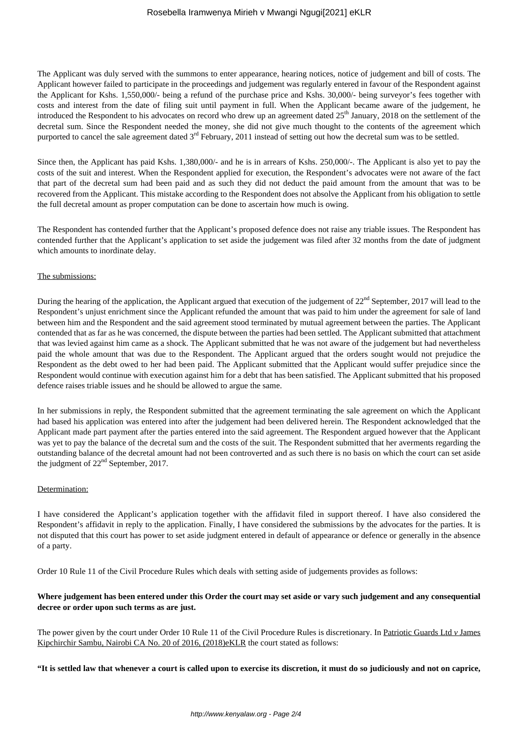The Applicant was duly served with the summons to enter appearance, hearing notices, notice of judgement and bill of costs. The Applicant however failed to participate in the proceedings and judgement was regularly entered in favour of the Respondent against the Applicant for Kshs. 1,550,000/- being a refund of the purchase price and Kshs. 30,000/- being surveyor's fees together with costs and interest from the date of filing suit until payment in full. When the Applicant became aware of the judgement, he introduced the Respondent to his advocates on record who drew up an agreement dated 25th January, 2018 on the settlement of the decretal sum. Since the Respondent needed the money, she did not give much thought to the contents of the agreement which purported to cancel the sale agreement dated 3rd February, 2011 instead of setting out how the decretal sum was to be settled.

Since then, the Applicant has paid Kshs. 1,380,000/- and he is in arrears of Kshs. 250,000/-. The Applicant is also yet to pay the costs of the suit and interest. When the Respondent applied for execution, the Respondent's advocates were not aware of the fact that part of the decretal sum had been paid and as such they did not deduct the paid amount from the amount that was to be recovered from the Applicant. This mistake according to the Respondent does not absolve the Applicant from his obligation to settle the full decretal amount as proper computation can be done to ascertain how much is owing.

The Respondent has contended further that the Applicant's proposed defence does not raise any triable issues. The Respondent has contended further that the Applicant's application to set aside the judgement was filed after 32 months from the date of judgment which amounts to inordinate delay.

The submissions:

During the hearing of the application, the Applicant argued that execution of the judgement of 22nd September, 2017 will lead to the Respondent's unjust enrichment since the Applicant refunded the amount that was paid to him under the agreement for sale of land between him and the Respondent and the said agreement stood terminated by mutual agreement between the parties. The Applicant contended that as far as he was concerned, the dispute between the parties had been settled. The Applicant submitted that attachment that was levied against him came as a shock. The Applicant submitted that he was not aware of the judgement but had nevertheless paid the whole amount that was due to the Respondent. The Applicant argued that the orders sought would not prejudice the Respondent as the debt owed to her had been paid. The Applicant submitted that the Applicant would suffer prejudice since the Respondent would continue with execution against him for a debt that has been satisfied. The Applicant submitted that his proposed defence raises triable issues and he should be allowed to argue the same.

In her submissions in reply, the Respondent submitted that the agreement terminating the sale agreement on which the Applicant had based his application was entered into after the judgement had been delivered herein. The Respondent acknowledged that the Applicant made part payment after the parties entered into the said agreement. The Respondent argued however that the Applicant was yet to pay the balance of the decretal sum and the costs of the suit. The Respondent submitted that her averments regarding the outstanding balance of the decretal amount had not been controverted and as such there is no basis on which the court can set aside the judgment of 22nd September, 2017.

Determination:

I have considered the Applicant's application together with the affidavit filed in support thereof. I have also considered the Respondent's affidavit in reply to the application. Finally, I have considered the submissions by the advocates for the parties. It is not disputed that this court has power to set aside judgment entered in default of appearance or defence or generally in the absence of a party.

Order 10 Rule 11 of the Civil Procedure Rules which deals with setting aside of judgements provides as follows:

**Where judgement has been entered under this Order the court may set aside or vary such judgement and any consequential decree or order upon such terms as are just.**

The power given by the court under Order 10 Rule 11 of the Civil Procedure Rules is discretionary. In Patriotic Guards Ltd *v* James Kipchirchir Sambu, Nairobi CA No. 20 of 2016, (2018)eKLR the court stated as follows:

**"It is settled law that whenever a court is called upon to exercise its discretion, it must do so judiciously and not on caprice,**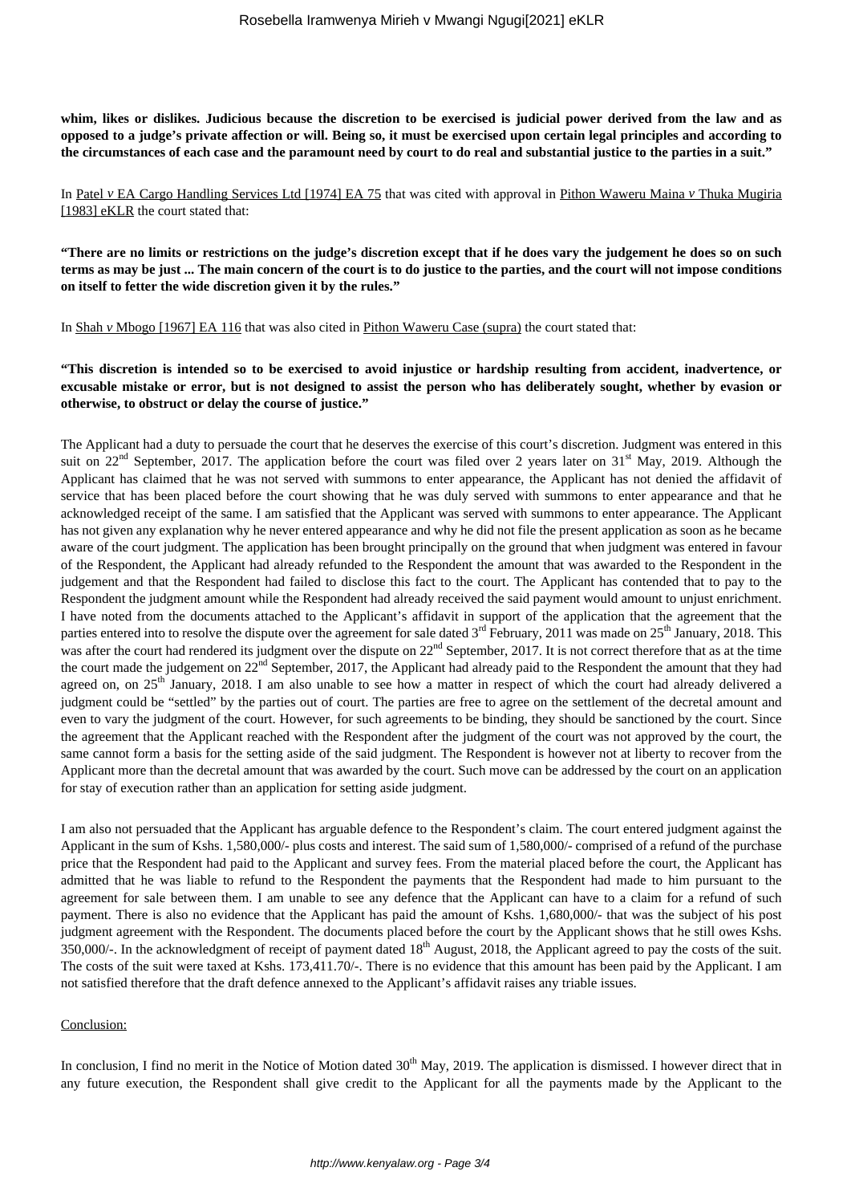**whim, likes or dislikes. Judicious because the discretion to be exercised is judicial power derived from the law and as opposed to a judge's private affection or will. Being so, it must be exercised upon certain legal principles and according to the circumstances of each case and the paramount need by court to do real and substantial justice to the parties in a suit."**

In Patel *v* EA Cargo Handling Services Ltd [1974] EA 75 that was cited with approval in Pithon Waweru Maina *v* Thuka Mugiria [1983] eKLR the court stated that:

**"There are no limits or restrictions on the judge's discretion except that if he does vary the judgement he does so on such terms as may be just ... The main concern of the court is to do justice to the parties, and the court will not impose conditions on itself to fetter the wide discretion given it by the rules."**

In Shah *v* Mbogo [1967] EA 116 that was also cited in Pithon Waweru Case (supra) the court stated that:

**"This discretion is intended so to be exercised to avoid injustice or hardship resulting from accident, inadvertence, or excusable mistake or error, but is not designed to assist the person who has deliberately sought, whether by evasion or otherwise, to obstruct or delay the course of justice."**

The Applicant had a duty to persuade the court that he deserves the exercise of this court's discretion. Judgment was entered in this suit on 22nd September, 2017. The application before the court was filed over 2 years later on 31st May, 2019. Although the Applicant has claimed that he was not served with summons to enter appearance, the Applicant has not denied the affidavit of service that has been placed before the court showing that he was duly served with summons to enter appearance and that he acknowledged receipt of the same. I am satisfied that the Applicant was served with summons to enter appearance. The Applicant has not given any explanation why he never entered appearance and why he did not file the present application as soon as he became aware of the court judgment. The application has been brought principally on the ground that when judgment was entered in favour of the Respondent, the Applicant had already refunded to the Respondent the amount that was awarded to the Respondent in the judgement and that the Respondent had failed to disclose this fact to the court. The Applicant has contended that to pay to the Respondent the judgment amount while the Respondent had already received the said payment would amount to unjust enrichment. I have noted from the documents attached to the Applicant's affidavit in support of the application that the agreement that the parties entered into to resolve the dispute over the agreement for sale dated 3rd February, 2011 was made on 25th January, 2018. This was after the court had rendered its judgment over the dispute on 22nd September, 2017. It is not correct therefore that as at the time the court made the judgement on 22nd September, 2017, the Applicant had already paid to the Respondent the amount that they had agreed on, on 25th January, 2018. I am also unable to see how a matter in respect of which the court had already delivered a judgment could be "settled" by the parties out of court. The parties are free to agree on the settlement of the decretal amount and even to vary the judgment of the court. However, for such agreements to be binding, they should be sanctioned by the court. Since the agreement that the Applicant reached with the Respondent after the judgment of the court was not approved by the court, the same cannot form a basis for the setting aside of the said judgment. The Respondent is however not at liberty to recover from the Applicant more than the decretal amount that was awarded by the court. Such move can be addressed by the court on an application for stay of execution rather than an application for setting aside judgment.

I am also not persuaded that the Applicant has arguable defence to the Respondent's claim. The court entered judgment against the Applicant in the sum of Kshs. 1,580,000/- plus costs and interest. The said sum of 1,580,000/- comprised of a refund of the purchase price that the Respondent had paid to the Applicant and survey fees. From the material placed before the court, the Applicant has admitted that he was liable to refund to the Respondent the payments that the Respondent had made to him pursuant to the agreement for sale between them. I am unable to see any defence that the Applicant can have to a claim for a refund of such payment. There is also no evidence that the Applicant has paid the amount of Kshs. 1,680,000/- that was the subject of his post judgment agreement with the Respondent. The documents placed before the court by the Applicant shows that he still owes Kshs. 350,000/-. In the acknowledgment of receipt of payment dated 18th August, 2018, the Applicant agreed to pay the costs of the suit. The costs of the suit were taxed at Kshs. 173,411.70/-. There is no evidence that this amount has been paid by the Applicant. I am not satisfied therefore that the draft defence annexed to the Applicant's affidavit raises any triable issues.

Conclusion:

In conclusion, I find no merit in the Notice of Motion dated 30th May, 2019. The application is dismissed. I however direct that in any future execution, the Respondent shall give credit to the Applicant for all the payments made by the Applicant to the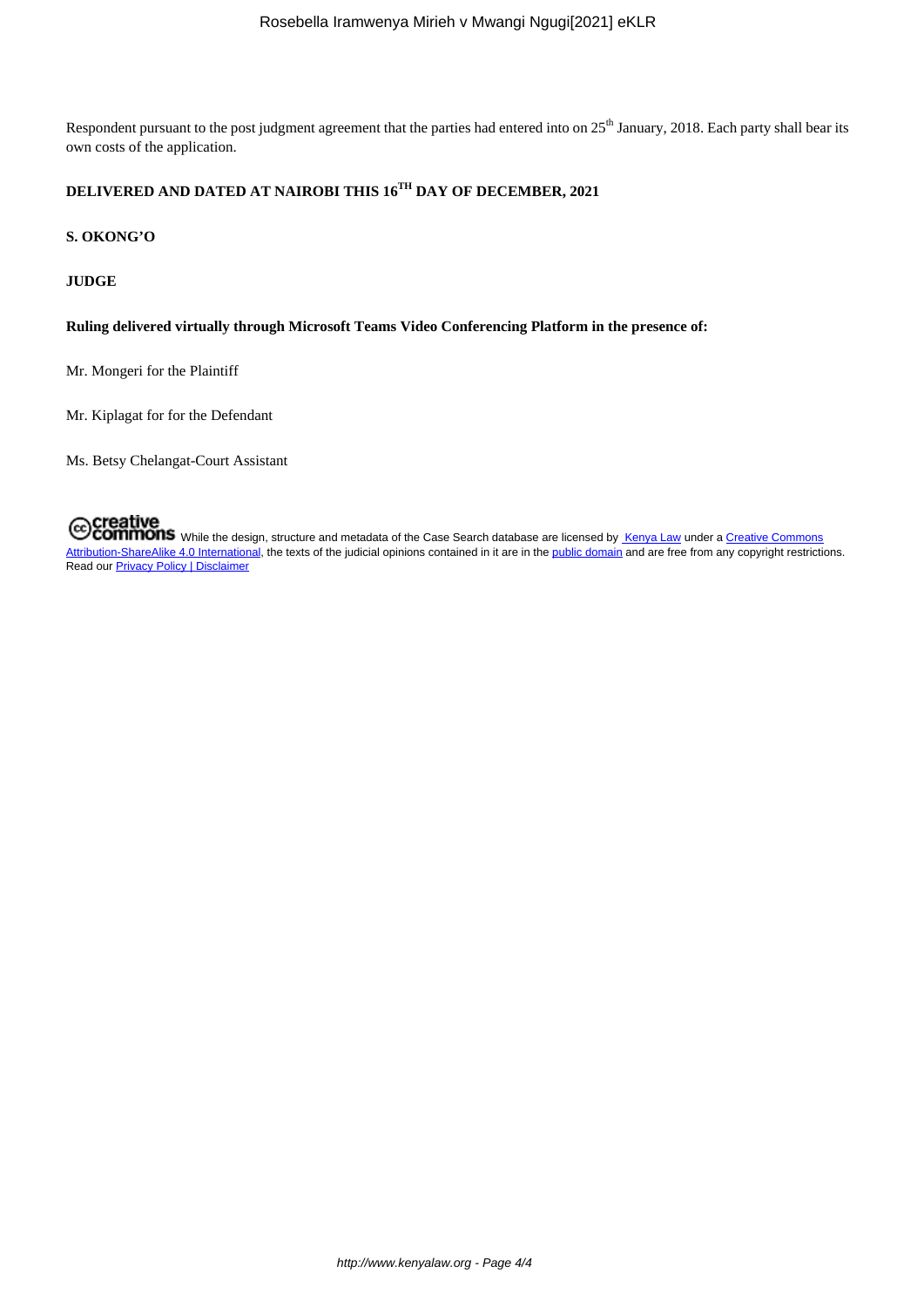Respondent pursuant to the post judgment agreement that the parties had entered into on 25th January, 2018. Each party shall bear its own costs of the application.

**DELIVERED AND DATED AT NAIROBI THIS 16TH DAY OF DECEMBER, 2021**

**S. OKONG'O**

**JUDGE**

**Ruling delivered virtually through Microsoft Teams Video Conferencing Platform in the presence of:**

Mr. Mongeri for the Plaintiff

Mr. Kiplagat for for the Defendant

Ms. Betsy Chelangat-Court Assistant

While the design, structure and metadata of the Case Search database are licensed by Kenya Law under a Creative Commons Attribution-ShareAlike 4.0 International, the texts of the judicial opinions contained in it are in the public domain and are free from any copyright restrictions. Read our Privacy Policy | Disclaimer